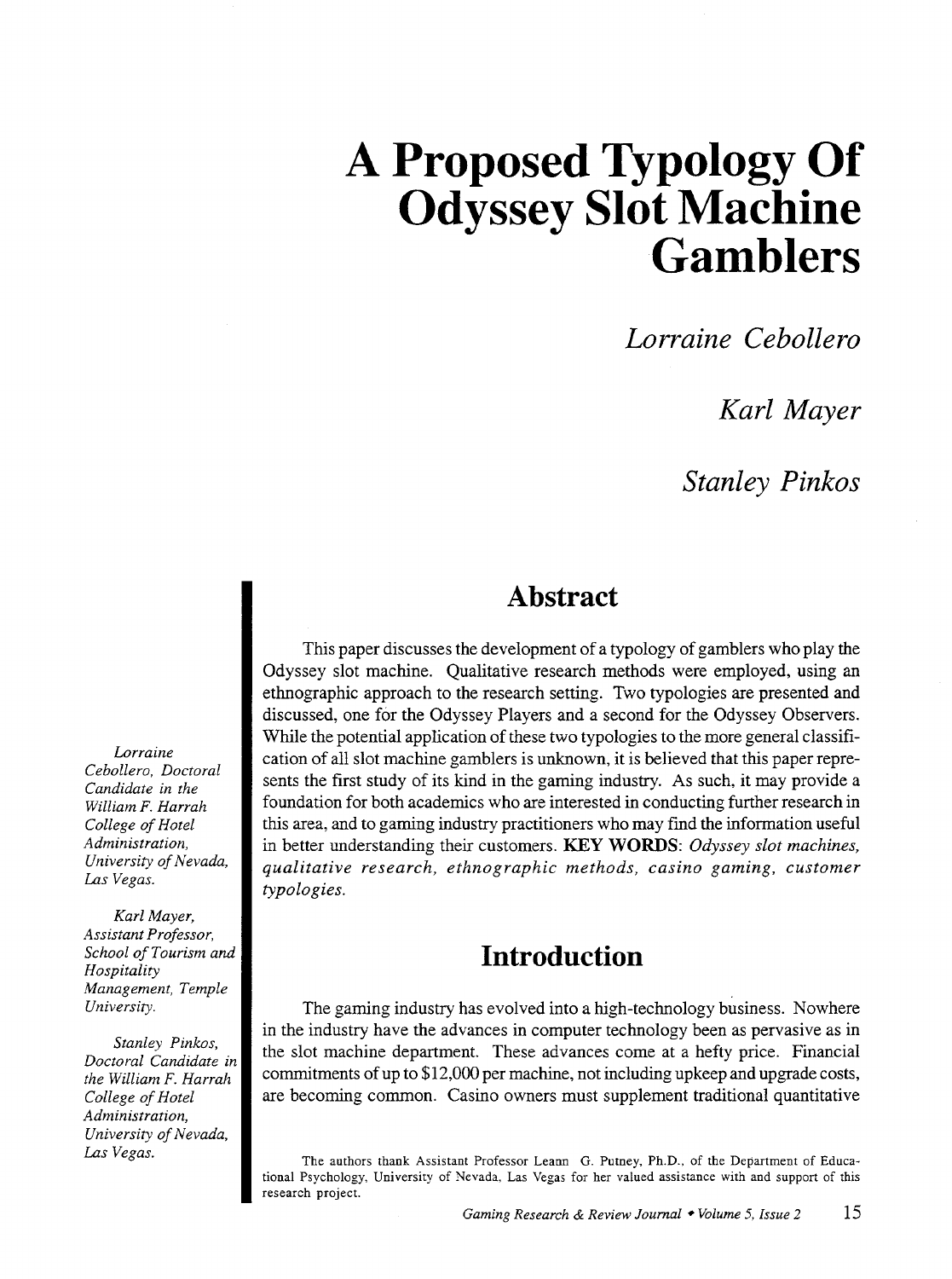# A Proposed Typology Of Odyssey Slot Machine Gamblers

*Lorraine Cebollero*

*Karl Mayer*

*Stanley Pinkos*

*Lorraine Cebollero, Doctoral Candidate in the William F. Harrah College of Hotel Administration, University of Nevada, Las Vegas.*

*Karl Mayer, Assistant Professor, School of Tourism and Hospitality Management, Temple University.*

*Stanley Pinkos, Doctoral Candidate in the William F. Harrah College of Hotel Administration, University of Nevada, Las Vegas.*

## Abstract

This paper discusses the development of a typology of gamblers who play the Odyssey slot machine. Qualitative research methods were employed, using an ethnographic approach to the research setting. Two typologies are presented and discussed, one for the Odyssey Players and a second for the Odyssey Observers. While the potential application of these two typologies to the more general classification of all slot machine gamblers is unknown, it is believed that this paper represents the first study of its kind in the gaming industry. As such, it may provide a foundation for both academics who are interested in conducting further research in this area, and to gaming industry practitioners who may find the information useful in better understanding their customers. **KEY WORDS:** *Odyssey slot machines, qualitative research, ethnographic methods, casino gaming, customer typologies.*

## Introduction

The gaming industry has evolved into a high-technology business. Nowhere in the industry have the advances in computer technology been as pervasive as in the slot machine department. These advances come at a hefty price. Financial commitments of up to $12,000 per machine, not including upkeep and upgrade costs, are becoming common. Casino owners must supplement traditional quantitative

The authors thank Assistant Professor Leann G. Putney, Ph.D., of the Department of Educational Psychology, University of Nevada, Las Vegas for her valued assistance with and support of this research project.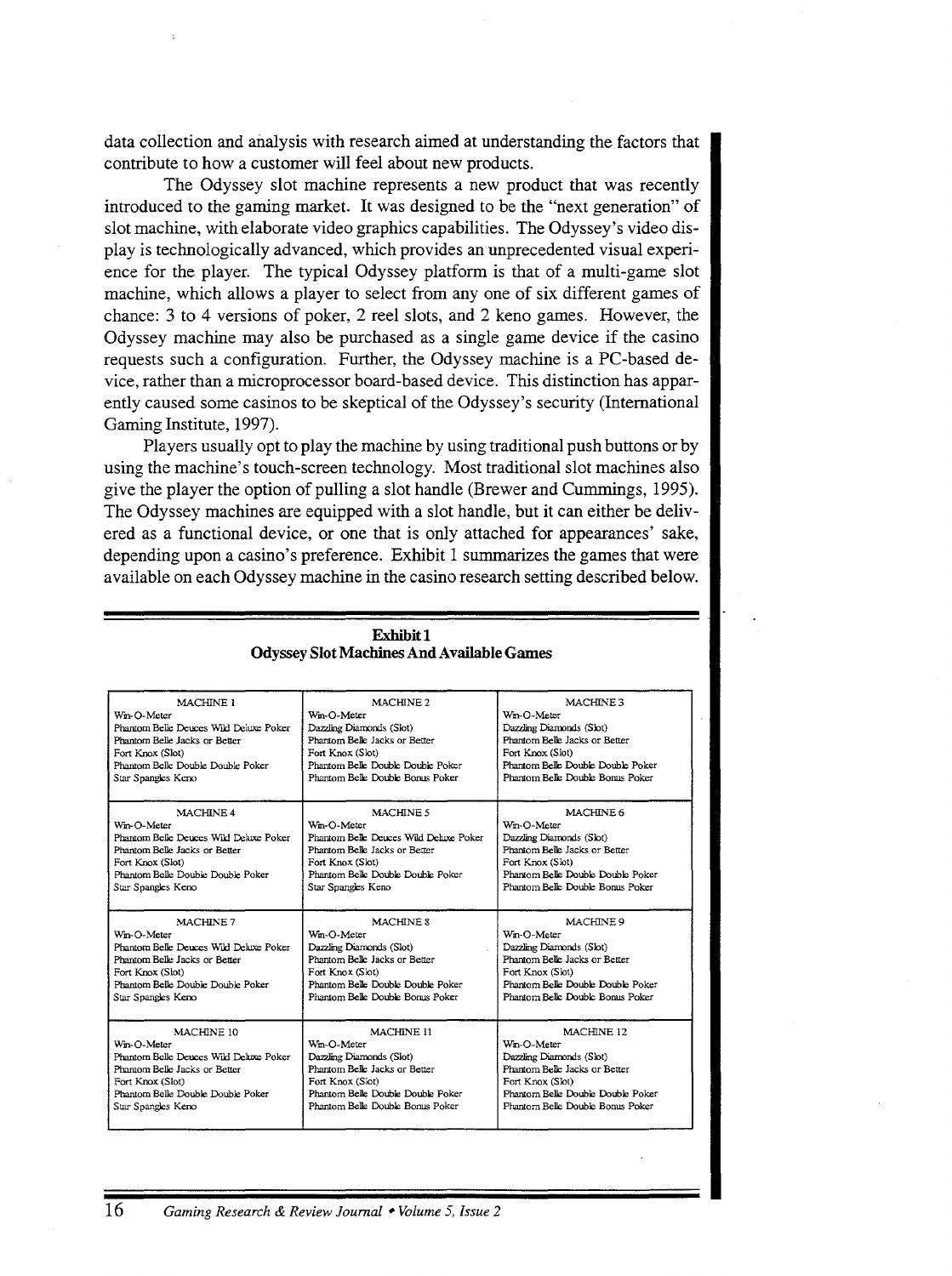data collection and analysis with research aimed at understanding the factors that contribute to how a customer will feel about new products.

The Odyssey slot machine represents a new product that was recently introduced to the gaming market. It was designed to be the "next generation" of slot machine, with elaborate video graphics capabilities. The Odyssey's video display is technologically advanced, which provides an unprecedented visual experience for the player. The typical Odyssey platform is that of a multi-game slot machine, which allows a player to select from any one of six different games of chance: 3 to 4 versions of poker, 2 reel slots, and 2 keno games. However, the Odyssey machine may also be purchased as a single game device if the casino requests such a configuration. Further, the Odyssey machine is a PC-based device, rather than a microprocessor board-based device. This distinction has apparently caused some casinos to be skeptical of the Odyssey's security (International Gaming Institute, 1997).

Players usually opt to play the machine by using traditional push buttons or by using the machine's touch-screen technology. Most traditional slot machines also give the player the option of pulling a slot handle (Brewer and Cummings, 1995). The Odyssey machines are equipped with a slot handle, but it can either be delivered as a functional device, or one that is only attached for appearances' sake, depending upon a casino's preference. Exhibit 1 summarizes the games that were available on each Odyssey machine in the casino research setting described below.

**Exhibit 1**
**Odyssey Slot Machines And Available Games**

| MACHINE 1 | MACHINE 2 | MACHINE 3 |
|---|---|---|
| Win-O-Meter<br>Phantom Belle Deuces Wild Deluxe Poker<br>Phantom Belle Jacks or Better<br>Fort Knox (Slot)<br>Phantom Belle Double Double Poker<br>Star Spangles Keno | Win-O-Meter<br>Dazzling Diamonds (Slot)<br>Phantom Belle Jacks or Better<br>Fort Knox (Slot)<br>Phantom Belle Double Double Poker<br>Phantom Belle Double Bonus Poker | Win-O-Meter<br>Dazzling Diamonds (Slot)<br>Phantom Belle Jacks or Better<br>Fort Knox (Slot)<br>Phantom Belle Double Double Poker<br>Phantom Belle Double Bonus Poker |
| **MACHINE 4** | **MACHINE 5** | **MACHINE 6** |
| Win-O-Meter<br>Phantom Belle Deuces Wild Deluxe Poker<br>Phantom Belle Jacks or Better<br>Fort Knox (Slot)<br>Phantom Belle Double Double Poker<br>Star Spangles Keno | Win-O-Meter<br>Phantom Belle Deuces Wild Deluxe Poker<br>Phantom Belle Jacks or Better<br>Fort Knox (Slot)<br>Phantom Belle Double Double Poker<br>Star Spangles Keno | Win-O-Meter<br>Dazzling Diamonds (Slot)<br>Phantom Belle Jacks or Better<br>Fort Knox (Slot)<br>Phantom Belle Double Double Poker<br>Phantom Belle Double Bonus Poker |
| **MACHINE 7** | **MACHINE 8** | **MACHINE 9** |
| Win-O-Meter<br>Phantom Belle Deuces Wild Deluxe Poker<br>Phantom Belle Jacks or Better<br>Fort Knox (Slot)<br>Phantom Belle Double Double Poker<br>Star Spangles Keno | Win-O-Meter<br>Dazzling Diamonds (Slot)<br>Phantom Belle Jacks or Better<br>Fort Knox (Slot)<br>Phantom Belle Double Double Poker<br>Phantom Belle Double Bonus Poker | Win-O-Meter<br>Dazzling Diamonds (Slot)<br>Phantom Belle Jacks or Better<br>Fort Knox (Slot)<br>Phantom Belle Double Double Poker<br>Phantom Belle Double Bonus Poker |
| **MACHINE 10** | **MACHINE 11** | **MACHINE 12** |
| Win-O-Meter<br>Phantom Belle Deuces Wild Deluxe Poker<br>Phantom Belle Jacks or Better<br>Fort Knox (Slot)<br>Phantom Belle Double Double Poker<br>Star Spangles Keno | Win-O-Meter<br>Dazzling Diamonds (Slot)<br>Phantom Belle Jacks or Better<br>Fort Knox (Slot)<br>Phantom Belle Double Double Poker<br>Phantom Belle Double Bonus Poker | Win-O-Meter<br>Dazzling Diamonds (Slot)<br>Phantom Belle Jacks or Better<br>Fort Knox (Slot)<br>Phantom Belle Double Double Poker<br>Phantom Belle Double Bonus Poker |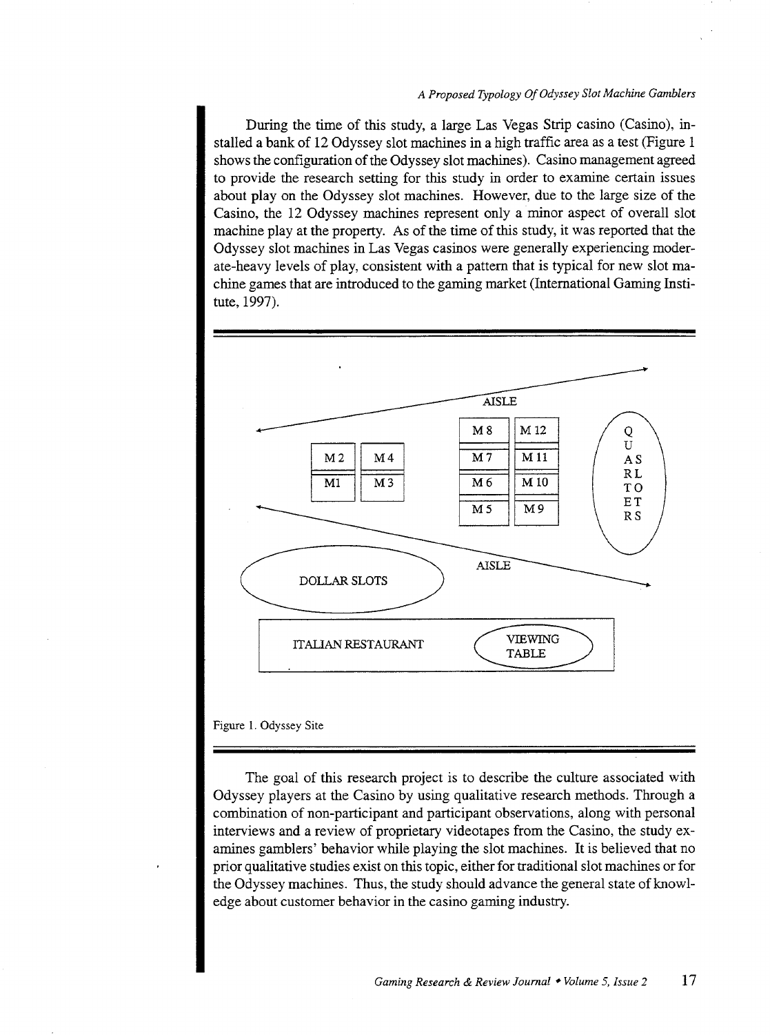During the time of this study, a large Las Vegas Strip casino (Casino), installed a bank of 12 Odyssey slot machines in a high traffic area as a test (Figure 1 shows the configuration of the Odyssey slot machines). Casino management agreed to provide the research setting for this study in order to examine certain issues about play on the Odyssey slot machines. However, due to the large size of the Casino, the 12 Odyssey machines represent only a minor aspect of overall slot machine play at the property. As of the time of this study, it was reported that the Odyssey slot machines in Las Vegas casinos were generally experiencing moderate-heavy levels of play, consistent with a pattern that is typical for new slot machine games that are introduced to the gaming market (International Gaming Institute, 1997).

AISLE

| M 8 | M 12 |
|---|---|
| M 7 | M 11 |
| M 6 | M 10 |
| M 5 | M 9 |

| M 2 | M 4 |
|---|---|
| M1 | M 3 |

QUARTERS SLOTS

AISLE

DOLLAR SLOTS

ITALIAN RESTAURANT — VIEWING TABLE

Figure 1. Odyssey Site

The goal of this research project is to describe the culture associated with Odyssey players at the Casino by using qualitative research methods. Through a combination of non-participant and participant observations, along with personal interviews and a review of proprietary videotapes from the Casino, the study examines gamblers' behavior while playing the slot machines. It is believed that no prior qualitative studies exist on this topic, either for traditional slot machines or for the Odyssey machines. Thus, the study should advance the general state of knowledge about customer behavior in the casino gaming industry.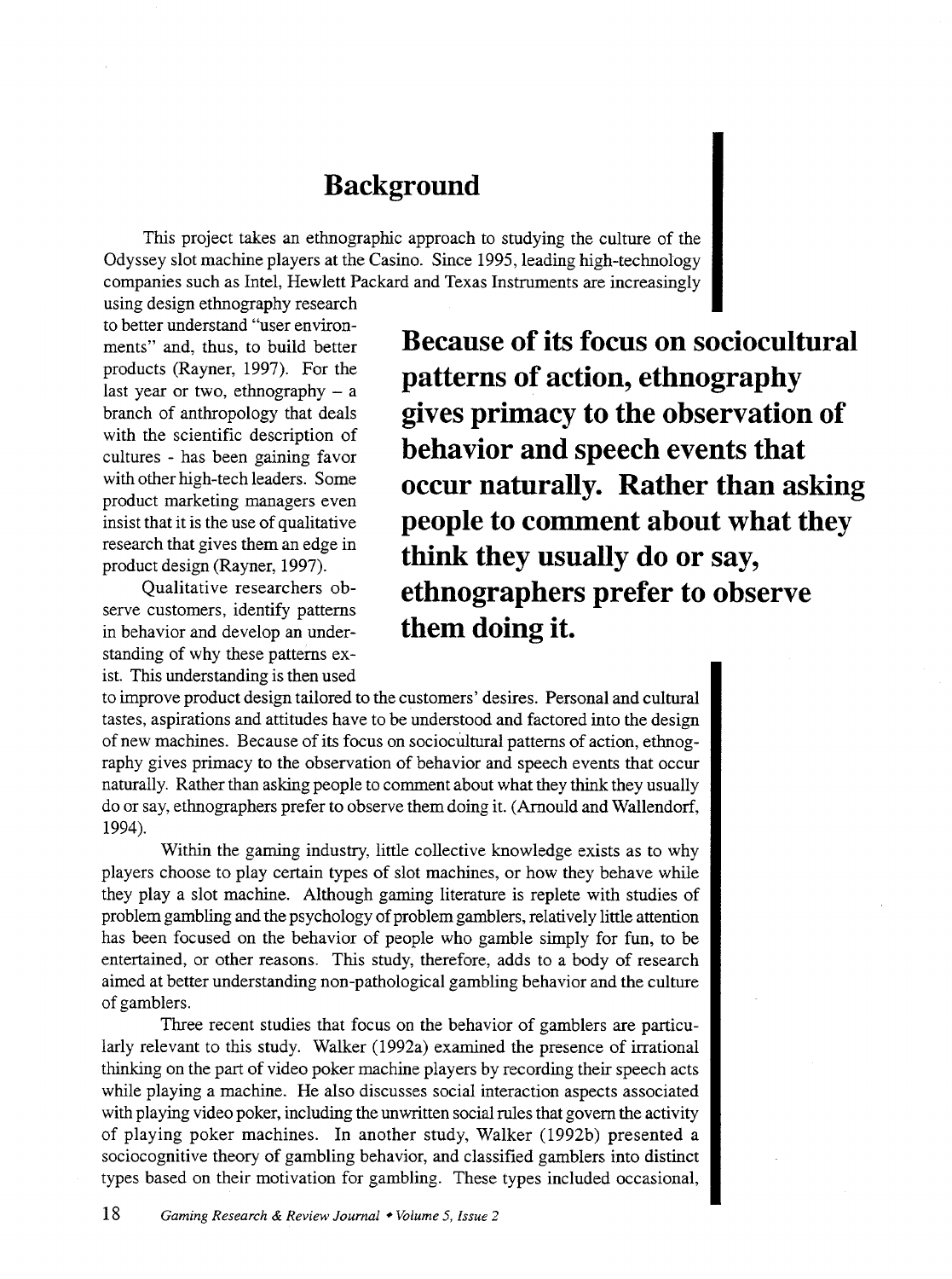## Background

This project takes an ethnographic approach to studying the culture of the Odyssey slot machine players at the Casino. Since 1995, leading high-technology companies such as Intel, Hewlett Packard and Texas Instruments are increasingly using design ethnography research to better understand "user environments" and, thus, to build better products (Rayner, 1997). For the last year or two, ethnography – a branch of anthropology that deals with the scientific description of cultures - has been gaining favor with other high-tech leaders. Some product marketing managers even insist that it is the use of qualitative research that gives them an edge in product design (Rayner, 1997).

**Because of its focus on sociocultural patterns of action, ethnography gives primacy to the observation of behavior and speech events that occur naturally. Rather than asking people to comment about what they think they usually do or say, ethnographers prefer to observe them doing it.**

Qualitative researchers observe customers, identify patterns in behavior and develop an understanding of why these patterns exist. This understanding is then used to improve product design tailored to the customers' desires. Personal and cultural tastes, aspirations and attitudes have to be understood and factored into the design of new machines. Because of its focus on sociocultural patterns of action, ethnography gives primacy to the observation of behavior and speech events that occur naturally. Rather than asking people to comment about what they think they usually do or say, ethnographers prefer to observe them doing it. (Arnould and Wallendorf, 1994).

Within the gaming industry, little collective knowledge exists as to why players choose to play certain types of slot machines, or how they behave while they play a slot machine. Although gaming literature is replete with studies of problem gambling and the psychology of problem gamblers, relatively little attention has been focused on the behavior of people who gamble simply for fun, to be entertained, or other reasons. This study, therefore, adds to a body of research aimed at better understanding non-pathological gambling behavior and the culture of gamblers.

Three recent studies that focus on the behavior of gamblers are particularly relevant to this study. Walker (1992a) examined the presence of irrational thinking on the part of video poker machine players by recording their speech acts while playing a machine. He also discusses social interaction aspects associated with playing video poker, including the unwritten social rules that govern the activity of playing poker machines. In another study, Walker (1992b) presented a sociocognitive theory of gambling behavior, and classified gamblers into distinct types based on their motivation for gambling. These types included occasional,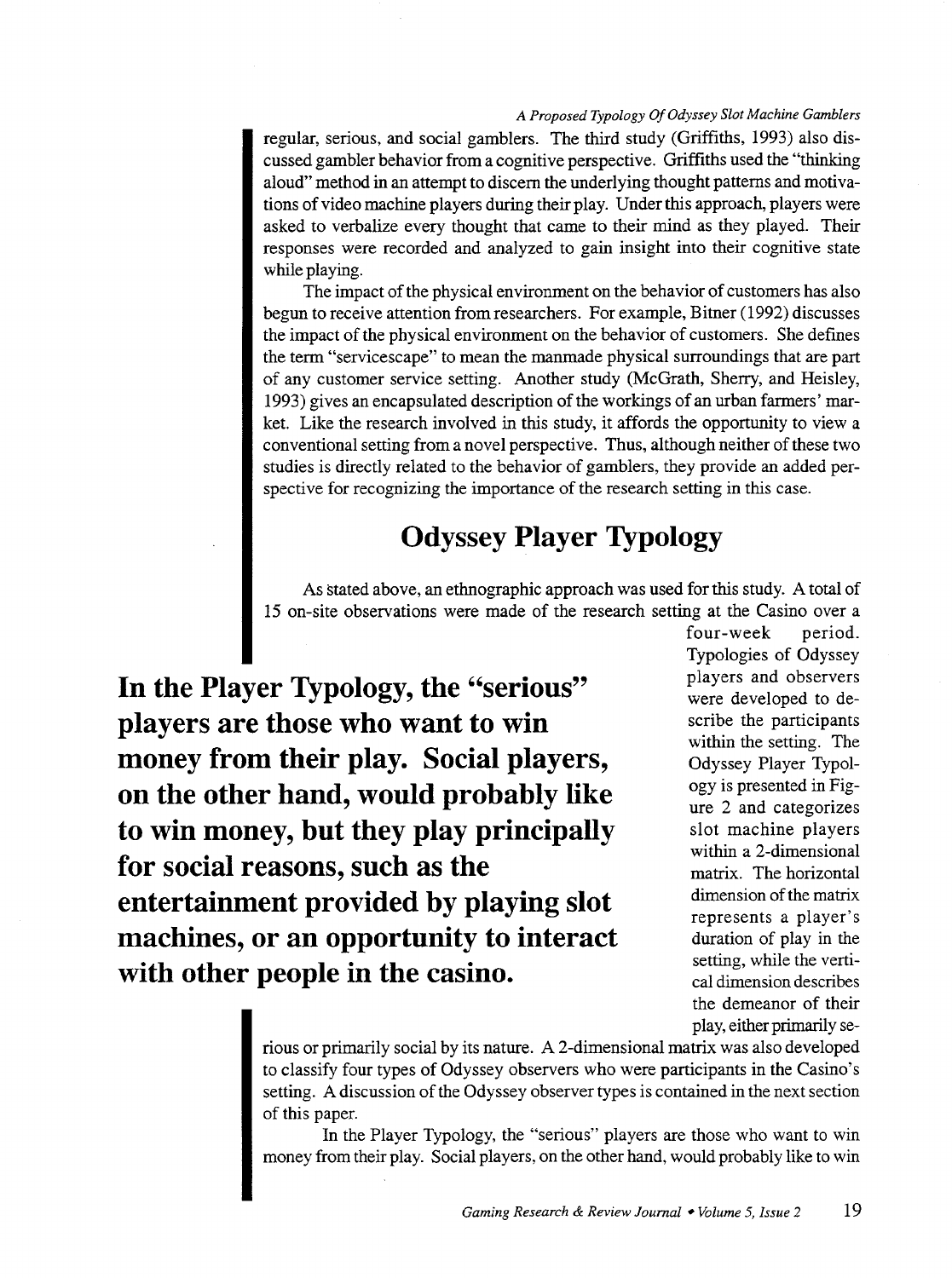regular, serious, and social gamblers. The third study (Griffiths, 1993) also discussed gambler behavior from a cognitive perspective. Griffiths used the "thinking aloud" method in an attempt to discern the underlying thought patterns and motivations of video machine players during their play. Under this approach, players were asked to verbalize every thought that came to their mind as they played. Their responses were recorded and analyzed to gain insight into their cognitive state while playing.

The impact of the physical environment on the behavior of customers has also begun to receive attention from researchers. For example, Bitner (1992) discusses the impact of the physical environment on the behavior of customers. She defines the term "servicescape" to mean the manmade physical surroundings that are part of any customer service setting. Another study (McGrath, Sherry, and Heisley, 1993) gives an encapsulated description of the workings of an urban farmers' market. Like the research involved in this study, it affords the opportunity to view a conventional setting from a novel perspective. Thus, although neither of these two studies is directly related to the behavior of gamblers, they provide an added perspective for recognizing the importance of the research setting in this case.

## Odyssey Player Typology

As stated above, an ethnographic approach was used for this study. A total of 15 on-site observations were made of the research setting at the Casino over a four-week period. Typologies of Odyssey players and observers were developed to describe the participants within the setting. The Odyssey Player Typology is presented in Figure 2 and categorizes slot machine players within a 2-dimensional matrix. The horizontal dimension of the matrix represents a player's duration of play in the setting, while the vertical dimension describes the demeanor of their play, either primarily serious or primarily social by its nature. A 2-dimensional matrix was also developed to classify four types of Odyssey observers who were participants in the Casino's setting. A discussion of the Odyssey observer types is contained in the next section of this paper.

**In the Player Typology, the "serious" players are those who want to win money from their play. Social players, on the other hand, would probably like to win money, but they play principally for social reasons, such as the entertainment provided by playing slot machines, or an opportunity to interact with other people in the casino.**

In the Player Typology, the "serious" players are those who want to win money from their play. Social players, on the other hand, would probably like to win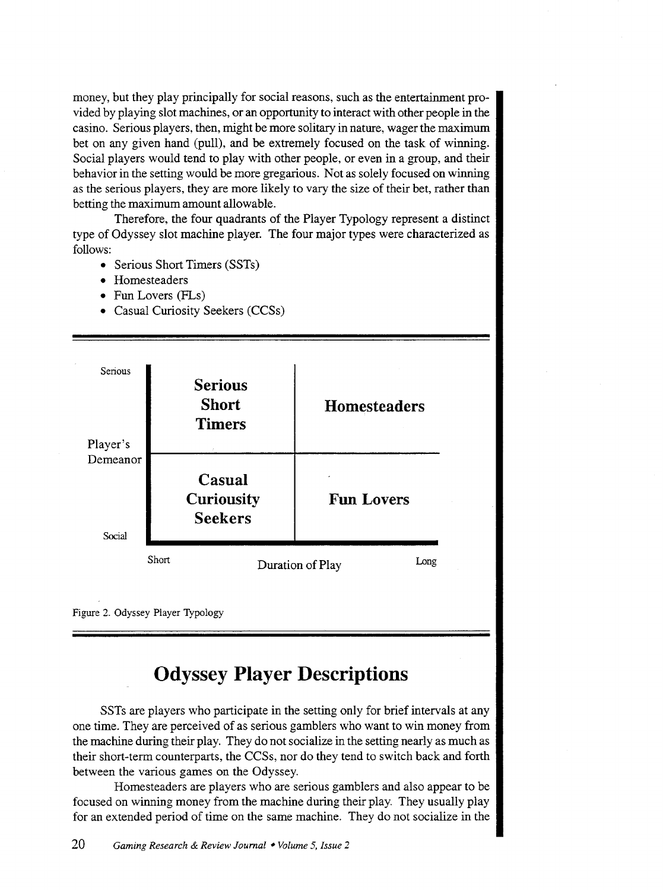money, but they play principally for social reasons, such as the entertainment provided by playing slot machines, or an opportunity to interact with other people in the casino. Serious players, then, might be more solitary in nature, wager the maximum bet on any given hand (pull), and be extremely focused on the task of winning. Social players would tend to play with other people, or even in a group, and their behavior in the setting would be more gregarious. Not as solely focused on winning as the serious players, they are more likely to vary the size of their bet, rather than betting the maximum amount allowable.

Therefore, the four quadrants of the Player Typology represent a distinct type of Odyssey slot machine player. The four major types were characterized as follows:

- Serious Short Timers (SSTs)
- Homesteaders
- Fun Lovers (FLs)
- Casual Curiosity Seekers (CCSs)

| Player's Demeanor | Short | Long |
|---|---|---|
| Serious | **Serious Short Timers** | **Homesteaders** |
| Social | **Casual Curiousity Seekers** | **Fun Lovers** |
| | Duration of Play | |

Figure 2. Odyssey Player Typology

# Odyssey Player Descriptions

SSTs are players who participate in the setting only for brief intervals at any one time. They are perceived of as serious gamblers who want to win money from the machine during their play. They do not socialize in the setting nearly as much as their short-term counterparts, the CCSs, nor do they tend to switch back and forth between the various games on the Odyssey.

Homesteaders are players who are serious gamblers and also appear to be focused on winning money from the machine during their play. They usually play for an extended period of time on the same machine. They do not socialize in the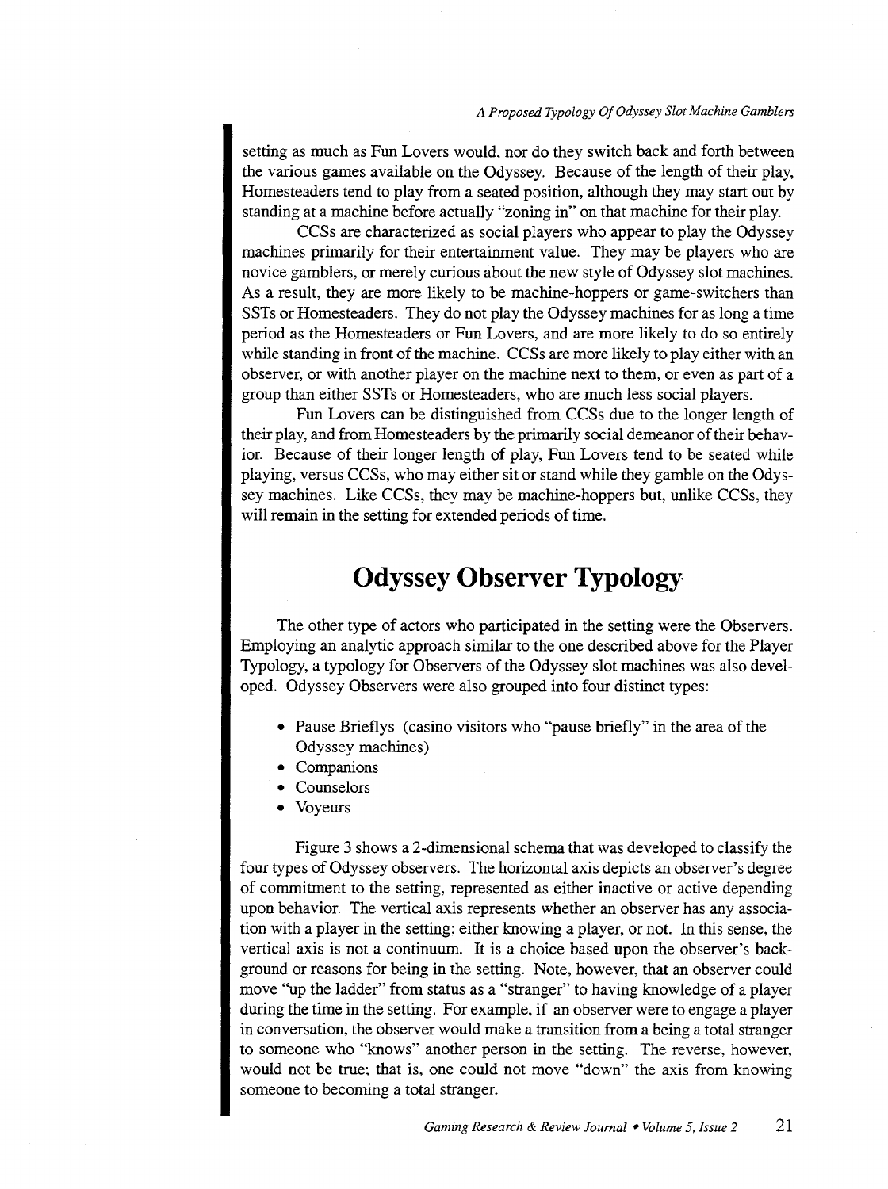setting as much as Fun Lovers would, nor do they switch back and forth between the various games available on the Odyssey. Because of the length of their play, Homesteaders tend to play from a seated position, although they may start out by standing at a machine before actually "zoning in" on that machine for their play.

CCSs are characterized as social players who appear to play the Odyssey machines primarily for their entertainment value. They may be players who are novice gamblers, or merely curious about the new style of Odyssey slot machines. As a result, they are more likely to be machine-hoppers or game-switchers than SSTs or Homesteaders. They do not play the Odyssey machines for as long a time period as the Homesteaders or Fun Lovers, and are more likely to do so entirely while standing in front of the machine. CCSs are more likely to play either with an observer, or with another player on the machine next to them, or even as part of a group than either SSTs or Homesteaders, who are much less social players.

Fun Lovers can be distinguished from CCSs due to the longer length of their play, and from Homesteaders by the primarily social demeanor of their behavior. Because of their longer length of play, Fun Lovers tend to be seated while playing, versus CCSs, who may either sit or stand while they gamble on the Odyssey machines. Like CCSs, they may be machine-hoppers but, unlike CCSs, they will remain in the setting for extended periods of time.

## Odyssey Observer Typology

The other type of actors who participated in the setting were the Observers. Employing an analytic approach similar to the one described above for the Player Typology, a typology for Observers of the Odyssey slot machines was also developed. Odyssey Observers were also grouped into four distinct types:

- Pause Brieflys (casino visitors who "pause briefly" in the area of the Odyssey machines)
- Companions
- Counselors
- Voyeurs

Figure 3 shows a 2-dimensional schema that was developed to classify the four types of Odyssey observers. The horizontal axis depicts an observer's degree of commitment to the setting, represented as either inactive or active depending upon behavior. The vertical axis represents whether an observer has any association with a player in the setting; either knowing a player, or not. In this sense, the vertical axis is not a continuum. It is a choice based upon the observer's background or reasons for being in the setting. Note, however, that an observer could move "up the ladder" from status as a "stranger" to having knowledge of a player during the time in the setting. For example, if an observer were to engage a player in conversation, the observer would make a transition from a being a total stranger to someone who "knows" another person in the setting. The reverse, however, would not be true; that is, one could not move "down" the axis from knowing someone to becoming a total stranger.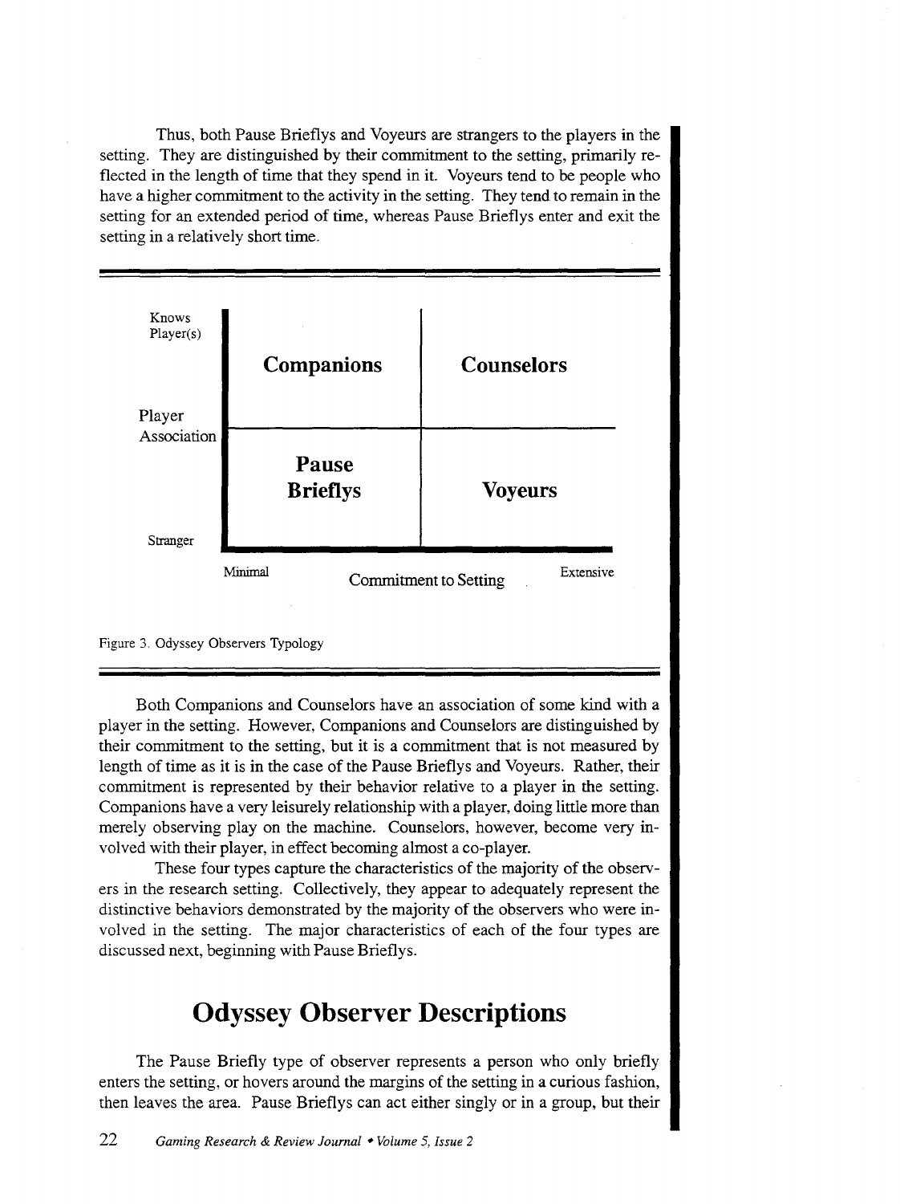Thus, both Pause Brieflys and Voyeurs are strangers to the players in the setting. They are distinguished by their commitment to the setting, primarily reflected in the length of time that they spend in it. Voyeurs tend to be people who have a higher commitment to the activity in the setting. They tend to remain in the setting for an extended period of time, whereas Pause Brieflys enter and exit the setting in a relatively short time.

| Player Association | Minimal | Extensive |
|---|---|---|
| Knows Player(s) | **Companions** | **Counselors** |
| Stranger | **Pause Brieflys** | **Voyeurs** |
| | Commitment to Setting | |

Figure 3. Odyssey Observers Typology

Both Companions and Counselors have an association of some kind with a player in the setting. However, Companions and Counselors are distinguished by their commitment to the setting, but it is a commitment that is not measured by length of time as it is in the case of the Pause Brieflys and Voyeurs. Rather, their commitment is represented by their behavior relative to a player in the setting. Companions have a very leisurely relationship with a player, doing little more than merely observing play on the machine. Counselors, however, become very involved with their player, in effect becoming almost a co-player.

These four types capture the characteristics of the majority of the observers in the research setting. Collectively, they appear to adequately represent the distinctive behaviors demonstrated by the majority of the observers who were involved in the setting. The major characteristics of each of the four types are discussed next, beginning with Pause Brieflys.

# Odyssey Observer Descriptions

The Pause Briefly type of observer represents a person who only briefly enters the setting, or hovers around the margins of the setting in a curious fashion, then leaves the area. Pause Brieflys can act either singly or in a group, but their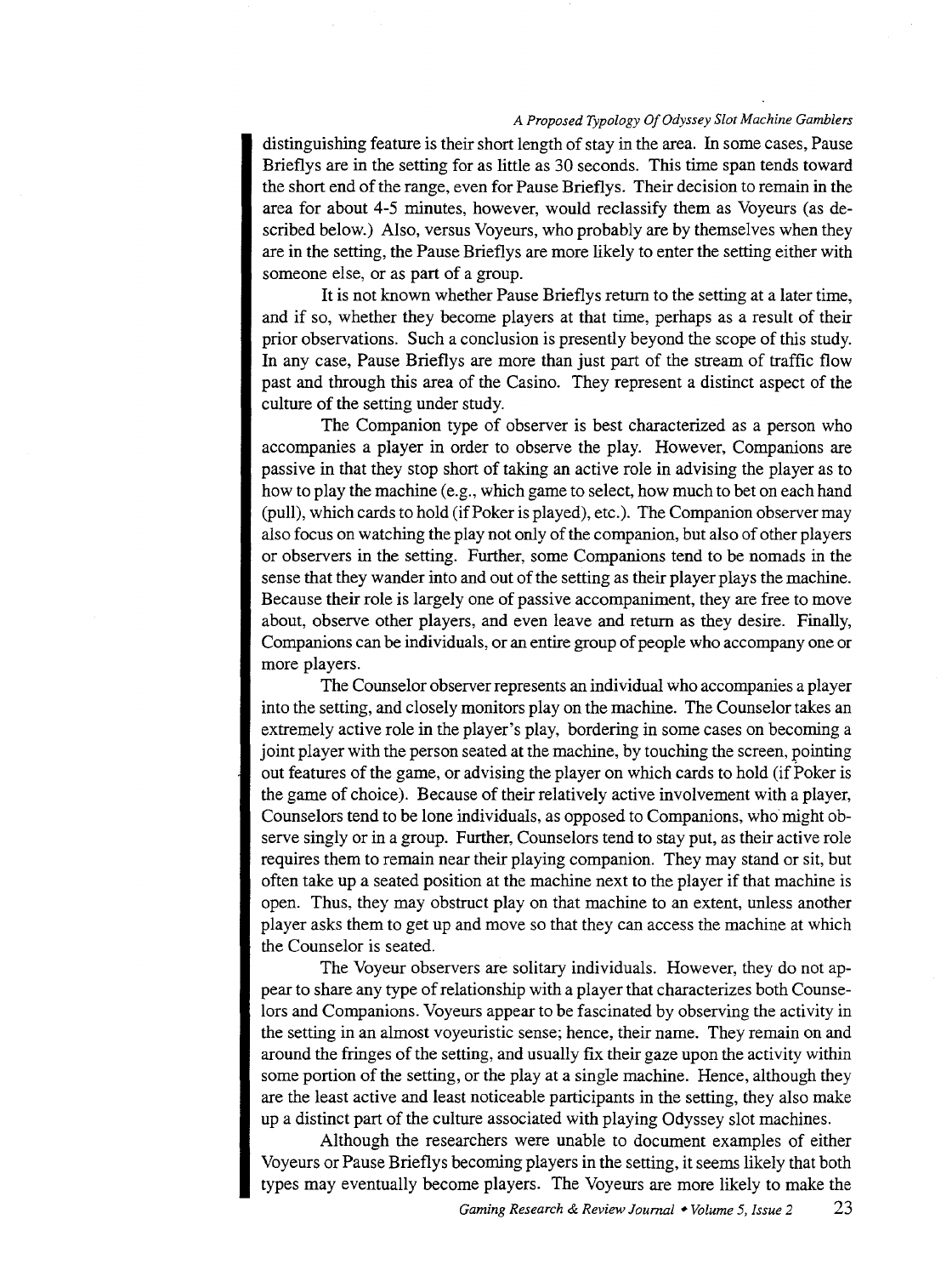distinguishing feature is their short length of stay in the area. In some cases, Pause Brieflys are in the setting for as little as 30 seconds. This time span tends toward the short end of the range, even for Pause Brieflys. Their decision to remain in the area for about 4-5 minutes, however, would reclassify them as Voyeurs (as described below.) Also, versus Voyeurs, who probably are by themselves when they are in the setting, the Pause Brieflys are more likely to enter the setting either with someone else, or as part of a group.

It is not known whether Pause Brieflys return to the setting at a later time, and if so, whether they become players at that time, perhaps as a result of their prior observations. Such a conclusion is presently beyond the scope of this study. In any case, Pause Brieflys are more than just part of the stream of traffic flow past and through this area of the Casino. They represent a distinct aspect of the culture of the setting under study.

The Companion type of observer is best characterized as a person who accompanies a player in order to observe the play. However, Companions are passive in that they stop short of taking an active role in advising the player as to how to play the machine (e.g., which game to select, how much to bet on each hand (pull), which cards to hold (if Poker is played), etc.). The Companion observer may also focus on watching the play not only of the companion, but also of other players or observers in the setting. Further, some Companions tend to be nomads in the sense that they wander into and out of the setting as their player plays the machine. Because their role is largely one of passive accompaniment, they are free to move about, observe other players, and even leave and return as they desire. Finally, Companions can be individuals, or an entire group of people who accompany one or more players.

The Counselor observer represents an individual who accompanies a player into the setting, and closely monitors play on the machine. The Counselor takes an extremely active role in the player's play, bordering in some cases on becoming a joint player with the person seated at the machine, by touching the screen, pointing out features of the game, or advising the player on which cards to hold (if Poker is the game of choice). Because of their relatively active involvement with a player, Counselors tend to be lone individuals, as opposed to Companions, who might observe singly or in a group. Further, Counselors tend to stay put, as their active role requires them to remain near their playing companion. They may stand or sit, but often take up a seated position at the machine next to the player if that machine is open. Thus, they may obstruct play on that machine to an extent, unless another player asks them to get up and move so that they can access the machine at which the Counselor is seated.

The Voyeur observers are solitary individuals. However, they do not appear to share any type of relationship with a player that characterizes both Counselors and Companions. Voyeurs appear to be fascinated by observing the activity in the setting in an almost voyeuristic sense; hence, their name. They remain on and around the fringes of the setting, and usually fix their gaze upon the activity within some portion of the setting, or the play at a single machine. Hence, although they are the least active and least noticeable participants in the setting, they also make up a distinct part of the culture associated with playing Odyssey slot machines.

Although the researchers were unable to document examples of either Voyeurs or Pause Brieflys becoming players in the setting, it seems likely that both types may eventually become players. The Voyeurs are more likely to make the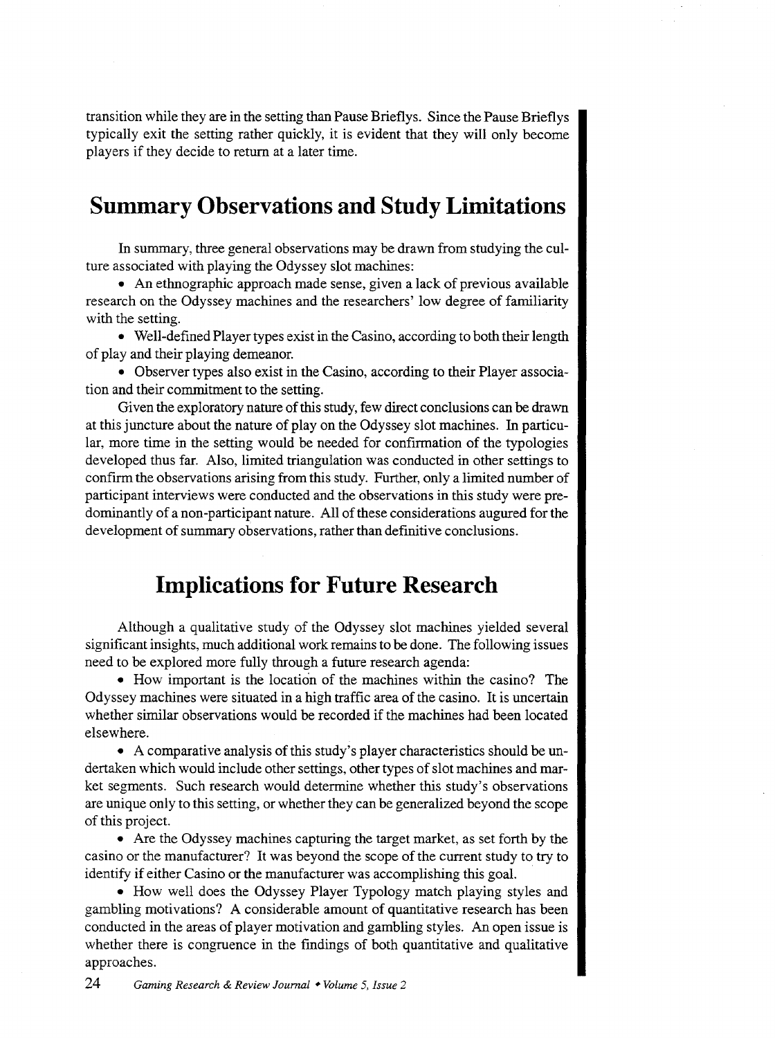transition while they are in the setting than Pause Brieflys. Since the Pause Brieflys typically exit the setting rather quickly, it is evident that they will only become players if they decide to return at a later time.

## Summary Observations and Study Limitations

In summary, three general observations may be drawn from studying the culture associated with playing the Odyssey slot machines:

- An ethnographic approach made sense, given a lack of previous available research on the Odyssey machines and the researchers' low degree of familiarity with the setting.
- Well-defined Player types exist in the Casino, according to both their length of play and their playing demeanor.
- Observer types also exist in the Casino, according to their Player association and their commitment to the setting.

Given the exploratory nature of this study, few direct conclusions can be drawn at this juncture about the nature of play on the Odyssey slot machines. In particular, more time in the setting would be needed for confirmation of the typologies developed thus far. Also, limited triangulation was conducted in other settings to confirm the observations arising from this study. Further, only a limited number of participant interviews were conducted and the observations in this study were predominantly of a non-participant nature. All of these considerations augured for the development of summary observations, rather than definitive conclusions.

## Implications for Future Research

Although a qualitative study of the Odyssey slot machines yielded several significant insights, much additional work remains to be done. The following issues need to be explored more fully through a future research agenda:

- How important is the location of the machines within the casino? The Odyssey machines were situated in a high traffic area of the casino. It is uncertain whether similar observations would be recorded if the machines had been located elsewhere.
- A comparative analysis of this study's player characteristics should be undertaken which would include other settings, other types of slot machines and market segments. Such research would determine whether this study's observations are unique only to this setting, or whether they can be generalized beyond the scope of this project.
- Are the Odyssey machines capturing the target market, as set forth by the casino or the manufacturer? It was beyond the scope of the current study to try to identify if either Casino or the manufacturer was accomplishing this goal.
- How well does the Odyssey Player Typology match playing styles and gambling motivations? A considerable amount of quantitative research has been conducted in the areas of player motivation and gambling styles. An open issue is whether there is congruence in the findings of both quantitative and qualitative approaches.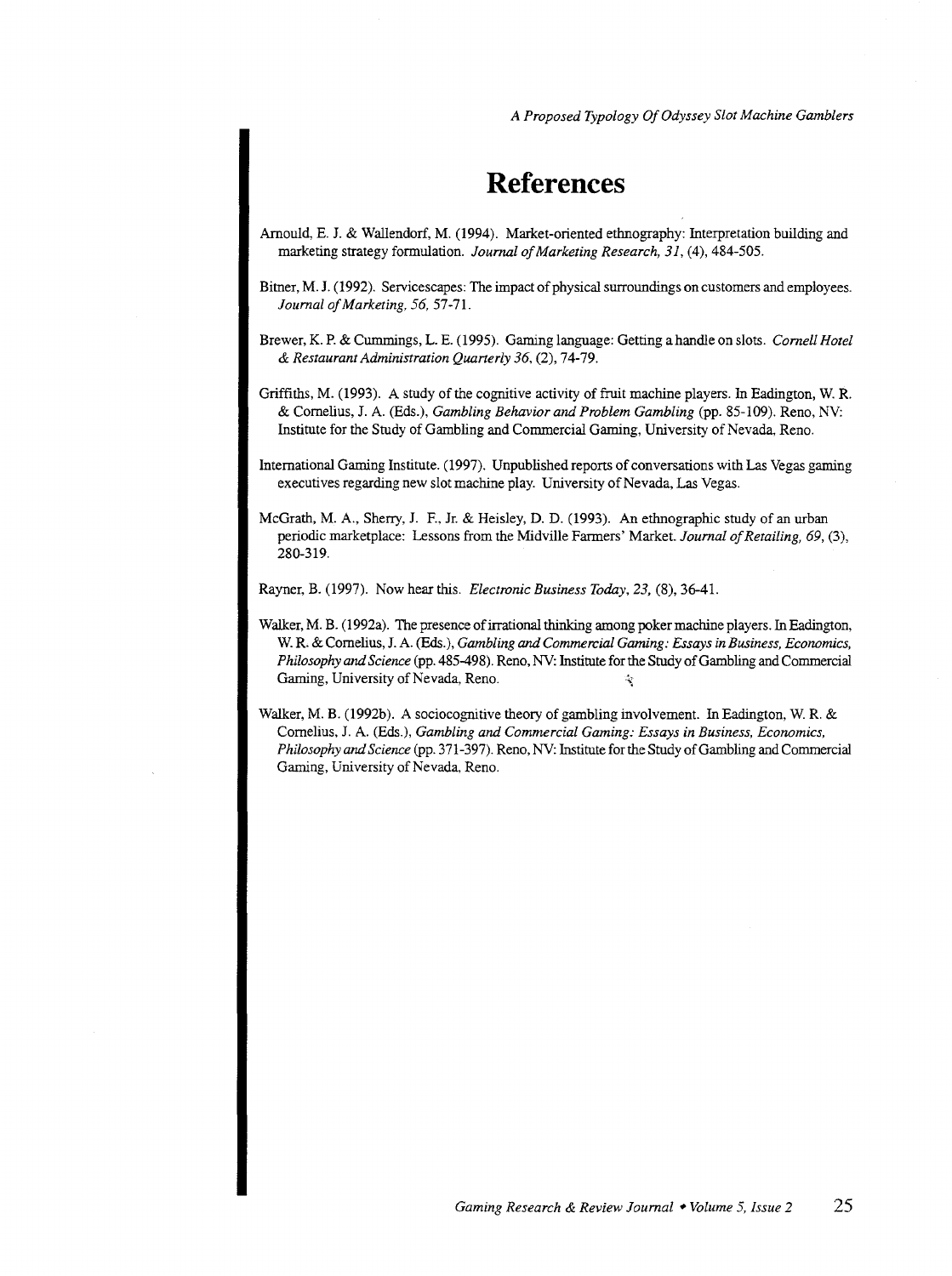# References

Arnould, E. J. & Wallendorf, M. (1994). Market-oriented ethnography: Interpretation building and marketing strategy formulation. *Journal of Marketing Research, 31,* (4), 484-505.

Bitner, M. J. (1992). Servicescapes: The impact of physical surroundings on customers and employees. *Journal of Marketing, 56,* 57-71.

Brewer, K. P. & Cummings, L. E. (1995). Gaming language: Getting a handle on slots. *Cornell Hotel & Restaurant Administration Quarterly 36,* (2), 74-79.

Griffiths, M. (1993). A study of the cognitive activity of fruit machine players. In Eadington, W. R. & Cornelius, J. A. (Eds.), *Gambling Behavior and Problem Gambling* (pp. 85-109). Reno, NV: Institute for the Study of Gambling and Commercial Gaming, University of Nevada, Reno.

International Gaming Institute. (1997). Unpublished reports of conversations with Las Vegas gaming executives regarding new slot machine play. University of Nevada, Las Vegas.

McGrath, M. A., Sherry, J. F., Jr. & Heisley, D. D. (1993). An ethnographic study of an urban periodic marketplace: Lessons from the Midville Farmers' Market. *Journal of Retailing, 69,* (3), 280-319.

Rayner, B. (1997). Now hear this. *Electronic Business Today, 23,* (8), 36-41.

Walker, M. B. (1992a). The presence of irrational thinking among poker machine players. In Eadington, W. R. & Cornelius, J. A. (Eds.), *Gambling and Commercial Gaming: Essays in Business, Economics, Philosophy and Science* (pp. 485-498). Reno, NV: Institute for the Study of Gambling and Commercial Gaming, University of Nevada, Reno.

Walker, M. B. (1992b). A sociocognitive theory of gambling involvement. In Eadington, W. R. & Cornelius, J. A. (Eds.), *Gambling and Commercial Gaming: Essays in Business, Economics, Philosophy and Science* (pp. 371-397). Reno, NV: Institute for the Study of Gambling and Commercial Gaming, University of Nevada, Reno.